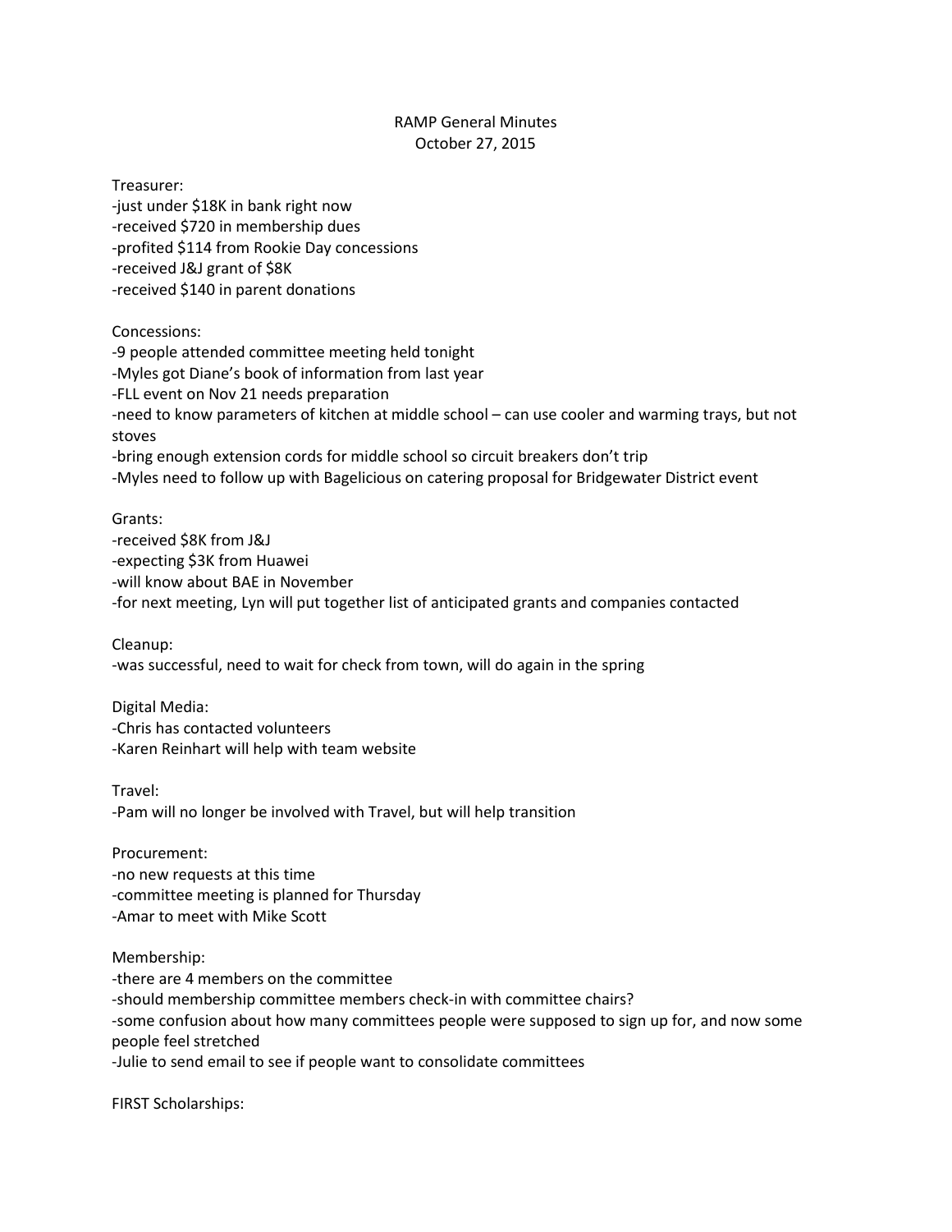# RAMP General Minutes
October 27, 2015

Treasurer:
-just under $18K in bank right now
-received $720 in membership dues
-profited $114 from Rookie Day concessions
-received J&J grant of $8K
-received $140 in parent donations

Concessions:
-9 people attended committee meeting held tonight
-Myles got Diane's book of information from last year
-FLL event on Nov 21 needs preparation
-need to know parameters of kitchen at middle school – can use cooler and warming trays, but not stoves
-bring enough extension cords for middle school so circuit breakers don't trip
-Myles need to follow up with Bagelicious on catering proposal for Bridgewater District event

Grants:
-received $8K from J&J
-expecting $3K from Huawei
-will know about BAE in November
-for next meeting, Lyn will put together list of anticipated grants and companies contacted

Cleanup:
-was successful, need to wait for check from town, will do again in the spring

Digital Media:
-Chris has contacted volunteers
-Karen Reinhart will help with team website

Travel:
-Pam will no longer be involved with Travel, but will help transition

Procurement:
-no new requests at this time
-committee meeting is planned for Thursday
-Amar to meet with Mike Scott

Membership:
-there are 4 members on the committee
-should membership committee members check-in with committee chairs?
-some confusion about how many committees people were supposed to sign up for, and now some people feel stretched
-Julie to send email to see if people want to consolidate committees

FIRST Scholarships: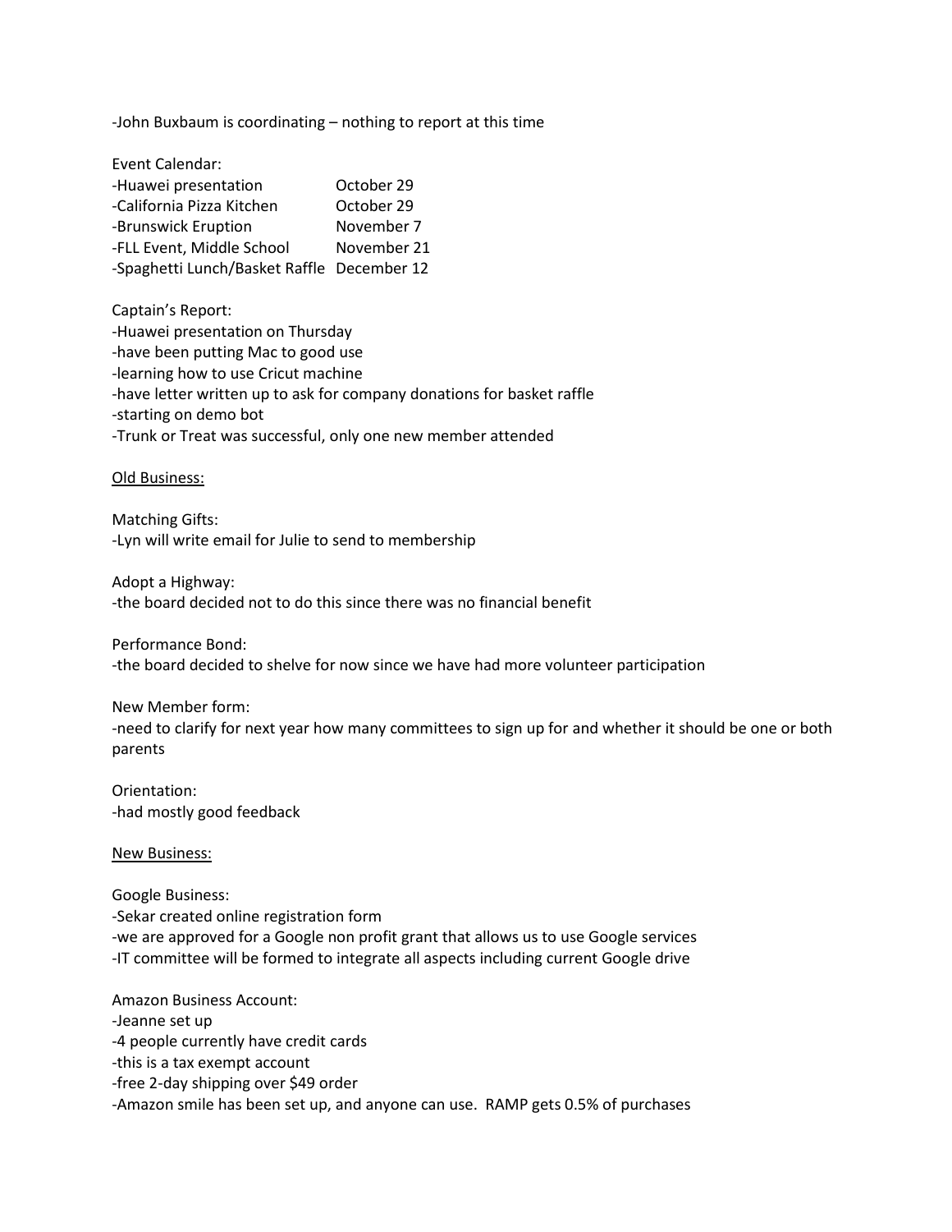-John Buxbaum is coordinating – nothing to report at this time

Event Calendar:

| | |
|---|---|
| -Huawei presentation | October 29 |
| -California Pizza Kitchen | October 29 |
| -Brunswick Eruption | November 7 |
| -FLL Event, Middle School | November 21 |
| -Spaghetti Lunch/Basket Raffle | December 12 |

Captain's Report:
-Huawei presentation on Thursday
-have been putting Mac to good use
-learning how to use Cricut machine
-have letter written up to ask for company donations for basket raffle
-starting on demo bot
-Trunk or Treat was successful, only one new member attended

<u>Old Business:</u>

Matching Gifts:
-Lyn will write email for Julie to send to membership

Adopt a Highway:
-the board decided not to do this since there was no financial benefit

Performance Bond:
-the board decided to shelve for now since we have had more volunteer participation

New Member form:
-need to clarify for next year how many committees to sign up for and whether it should be one or both parents

Orientation:
-had mostly good feedback

<u>New Business:</u>

Google Business:
-Sekar created online registration form
-we are approved for a Google non profit grant that allows us to use Google services
-IT committee will be formed to integrate all aspects including current Google drive

Amazon Business Account:
-Jeanne set up
-4 people currently have credit cards
-this is a tax exempt account
-free 2-day shipping over $49 order
-Amazon smile has been set up, and anyone can use. RAMP gets 0.5% of purchases